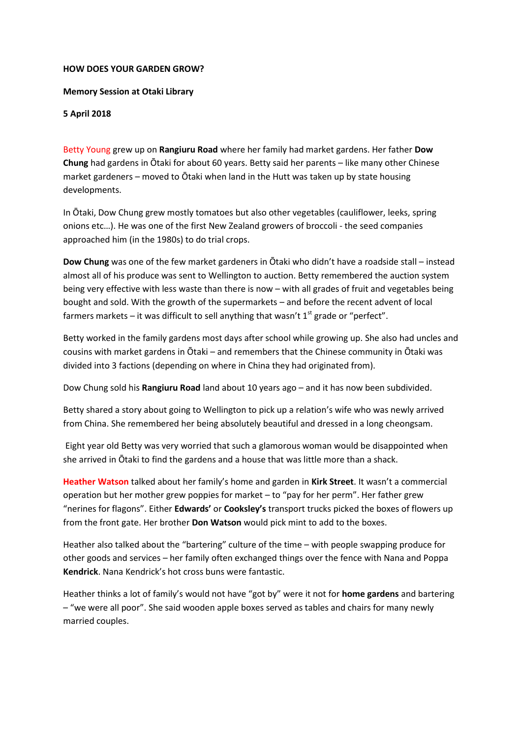**HOW DOES YOUR GARDEN GROW?**

**Memory Session at Otaki Library**

**5 April 2018**

Betty Young grew up on **Rangiuru Road** where her family had market gardens. Her father **Dow Chung** had gardens in Ōtaki for about 60 years. Betty said her parents – like many other Chinese market gardeners – moved to Ōtaki when land in the Hutt was taken up by state housing developments.

In Ōtaki, Dow Chung grew mostly tomatoes but also other vegetables (cauliflower, leeks, spring onions etc…). He was one of the first New Zealand growers of broccoli - the seed companies approached him (in the 1980s) to do trial crops.

**Dow Chung** was one of the few market gardeners in Ōtaki who didn't have a roadside stall – instead almost all of his produce was sent to Wellington to auction. Betty remembered the auction system being very effective with less waste than there is now – with all grades of fruit and vegetables being bought and sold. With the growth of the supermarkets – and before the recent advent of local farmers markets – it was difficult to sell anything that wasn't 1st grade or "perfect".

Betty worked in the family gardens most days after school while growing up. She also had uncles and cousins with market gardens in Ōtaki – and remembers that the Chinese community in Ōtaki was divided into 3 factions (depending on where in China they had originated from).

Dow Chung sold his **Rangiuru Road** land about 10 years ago – and it has now been subdivided.

Betty shared a story about going to Wellington to pick up a relation's wife who was newly arrived from China. She remembered her being absolutely beautiful and dressed in a long cheongsam.

Eight year old Betty was very worried that such a glamorous woman would be disappointed when she arrived in Ōtaki to find the gardens and a house that was little more than a shack.

**Heather Watson** talked about her family's home and garden in **Kirk Street**. It wasn't a commercial operation but her mother grew poppies for market – to "pay for her perm". Her father grew "nerines for flagons". Either **Edwards'** or **Cooksley's** transport trucks picked the boxes of flowers up from the front gate. Her brother **Don Watson** would pick mint to add to the boxes.

Heather also talked about the "bartering" culture of the time – with people swapping produce for other goods and services – her family often exchanged things over the fence with Nana and Poppa **Kendrick**. Nana Kendrick's hot cross buns were fantastic.

Heather thinks a lot of family's would not have "got by" were it not for **home gardens** and bartering – "we were all poor". She said wooden apple boxes served as tables and chairs for many newly married couples.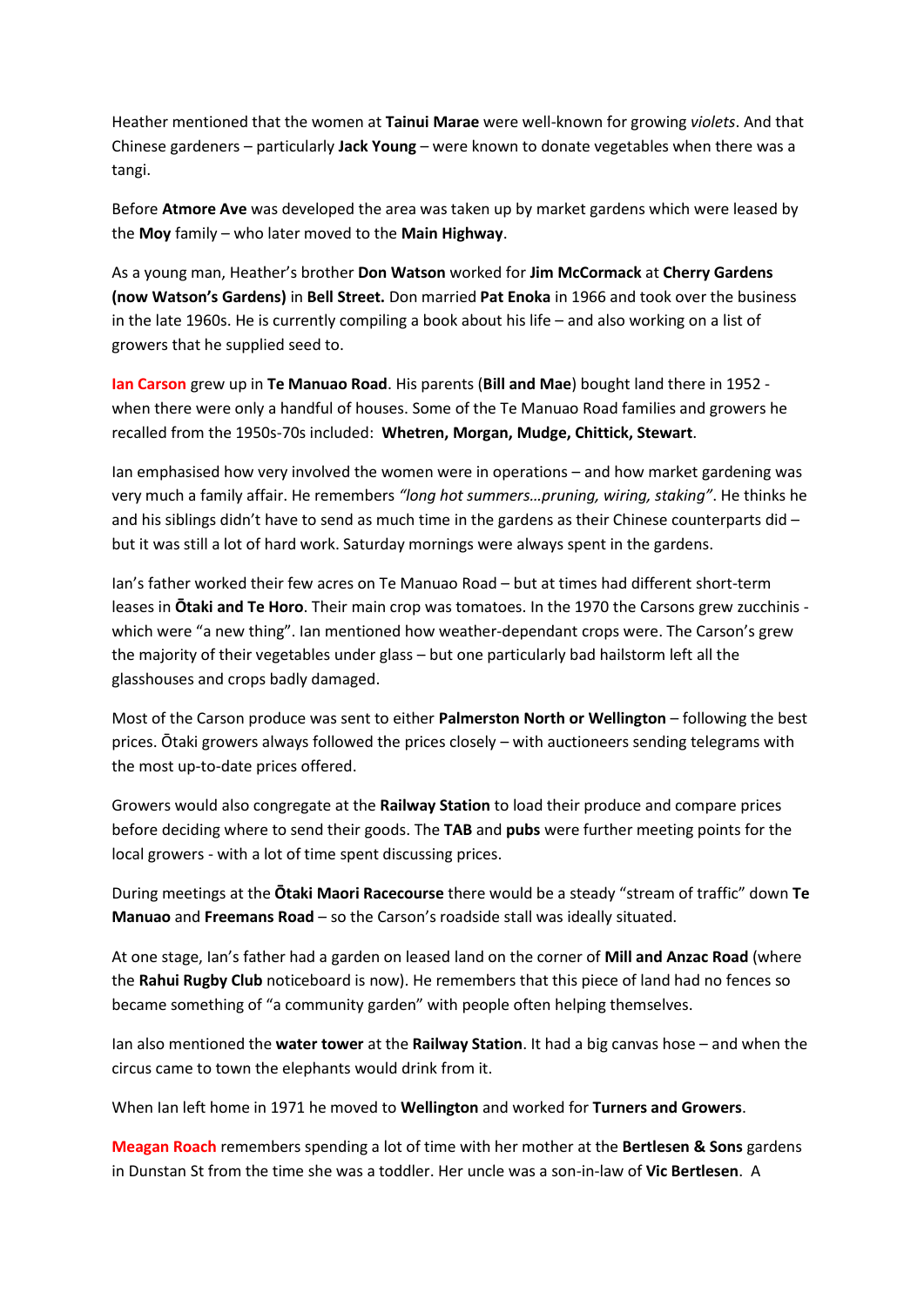Heather mentioned that the women at **Tainui Marae** were well-known for growing *violets*. And that Chinese gardeners – particularly **Jack Young** – were known to donate vegetables when there was a tangi.

Before **Atmore Ave** was developed the area was taken up by market gardens which were leased by the **Moy** family – who later moved to the **Main Highway**.

As a young man, Heather's brother **Don Watson** worked for **Jim McCormack** at **Cherry Gardens (now Watson's Gardens)** in **Bell Street.** Don married **Pat Enoka** in 1966 and took over the business in the late 1960s. He is currently compiling a book about his life – and also working on a list of growers that he supplied seed to.

**Ian Carson** grew up in **Te Manuao Road**. His parents (**Bill and Mae**) bought land there in 1952 - when there were only a handful of houses. Some of the Te Manuao Road families and growers he recalled from the 1950s-70s included: **Whetren, Morgan, Mudge, Chittick, Stewart**.

Ian emphasised how very involved the women were in operations – and how market gardening was very much a family affair. He remembers *"long hot summers…pruning, wiring, staking"*. He thinks he and his siblings didn't have to send as much time in the gardens as their Chinese counterparts did – but it was still a lot of hard work. Saturday mornings were always spent in the gardens.

Ian's father worked their few acres on Te Manuao Road – but at times had different short-term leases in **Ōtaki and Te Horo**. Their main crop was tomatoes. In the 1970 the Carsons grew zucchinis - which were "a new thing". Ian mentioned how weather-dependant crops were. The Carson's grew the majority of their vegetables under glass – but one particularly bad hailstorm left all the glasshouses and crops badly damaged.

Most of the Carson produce was sent to either **Palmerston North or Wellington** – following the best prices. Ōtaki growers always followed the prices closely – with auctioneers sending telegrams with the most up-to-date prices offered.

Growers would also congregate at the **Railway Station** to load their produce and compare prices before deciding where to send their goods. The **TAB** and **pubs** were further meeting points for the local growers - with a lot of time spent discussing prices.

During meetings at the **Ōtaki Maori Racecourse** there would be a steady "stream of traffic" down **Te Manuao** and **Freemans Road** – so the Carson's roadside stall was ideally situated.

At one stage, Ian's father had a garden on leased land on the corner of **Mill and Anzac Road** (where the **Rahui Rugby Club** noticeboard is now). He remembers that this piece of land had no fences so became something of "a community garden" with people often helping themselves.

Ian also mentioned the **water tower** at the **Railway Station**. It had a big canvas hose – and when the circus came to town the elephants would drink from it.

When Ian left home in 1971 he moved to **Wellington** and worked for **Turners and Growers**.

**Meagan Roach** remembers spending a lot of time with her mother at the **Bertlesen & Sons** gardens in Dunstan St from the time she was a toddler. Her uncle was a son-in-law of **Vic Bertlesen**. A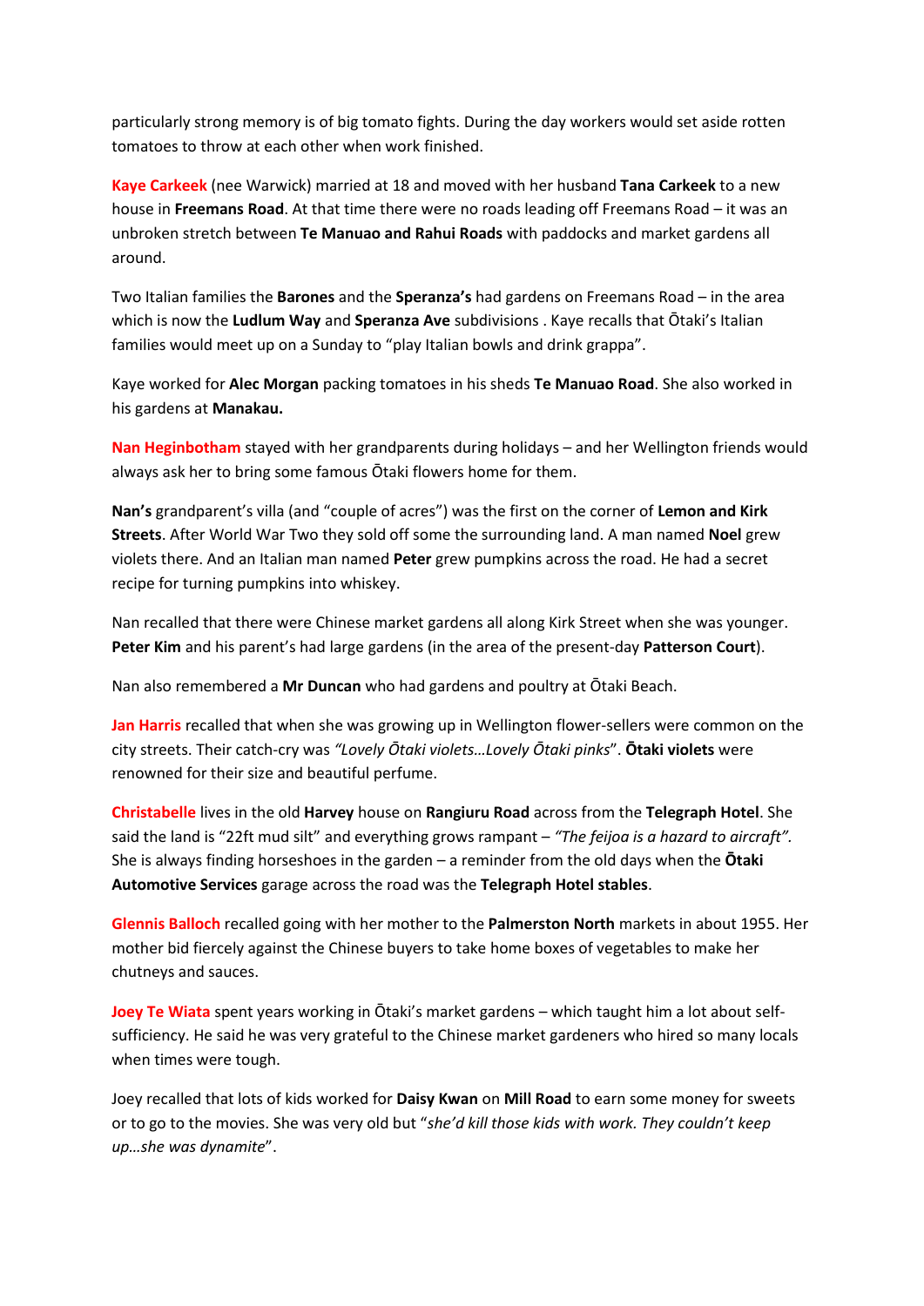particularly strong memory is of big tomato fights. During the day workers would set aside rotten tomatoes to throw at each other when work finished.

**Kaye Carkeek** (nee Warwick) married at 18 and moved with her husband **Tana Carkeek** to a new house in **Freemans Road**. At that time there were no roads leading off Freemans Road – it was an unbroken stretch between **Te Manuao and Rahui Roads** with paddocks and market gardens all around.

Two Italian families the **Barones** and the **Speranza's** had gardens on Freemans Road – in the area which is now the **Ludlum Way** and **Speranza Ave** subdivisions . Kaye recalls that Ōtaki's Italian families would meet up on a Sunday to "play Italian bowls and drink grappa".

Kaye worked for **Alec Morgan** packing tomatoes in his sheds **Te Manuao Road**. She also worked in his gardens at **Manakau.**

**Nan Heginbotham** stayed with her grandparents during holidays – and her Wellington friends would always ask her to bring some famous Ōtaki flowers home for them.

**Nan's** grandparent's villa (and "couple of acres") was the first on the corner of **Lemon and Kirk Streets**. After World War Two they sold off some the surrounding land. A man named **Noel** grew violets there. And an Italian man named **Peter** grew pumpkins across the road. He had a secret recipe for turning pumpkins into whiskey.

Nan recalled that there were Chinese market gardens all along Kirk Street when she was younger. **Peter Kim** and his parent's had large gardens (in the area of the present-day **Patterson Court**).

Nan also remembered a **Mr Duncan** who had gardens and poultry at Ōtaki Beach.

**Jan Harris** recalled that when she was growing up in Wellington flower-sellers were common on the city streets. Their catch-cry was *"Lovely Ōtaki violets…Lovely Ōtaki pinks*". **Ōtaki violets** were renowned for their size and beautiful perfume.

**Christabelle** lives in the old **Harvey** house on **Rangiuru Road** across from the **Telegraph Hotel**. She said the land is "22ft mud silt" and everything grows rampant – *"The feijoa is a hazard to aircraft".* She is always finding horseshoes in the garden – a reminder from the old days when the **Ōtaki Automotive Services** garage across the road was the **Telegraph Hotel stables**.

**Glennis Balloch** recalled going with her mother to the **Palmerston North** markets in about 1955. Her mother bid fiercely against the Chinese buyers to take home boxes of vegetables to make her chutneys and sauces.

**Joey Te Wiata** spent years working in Ōtaki's market gardens – which taught him a lot about self-sufficiency. He said he was very grateful to the Chinese market gardeners who hired so many locals when times were tough.

Joey recalled that lots of kids worked for **Daisy Kwan** on **Mill Road** to earn some money for sweets or to go to the movies. She was very old but "*she'd kill those kids with work. They couldn't keep up…she was dynamite*".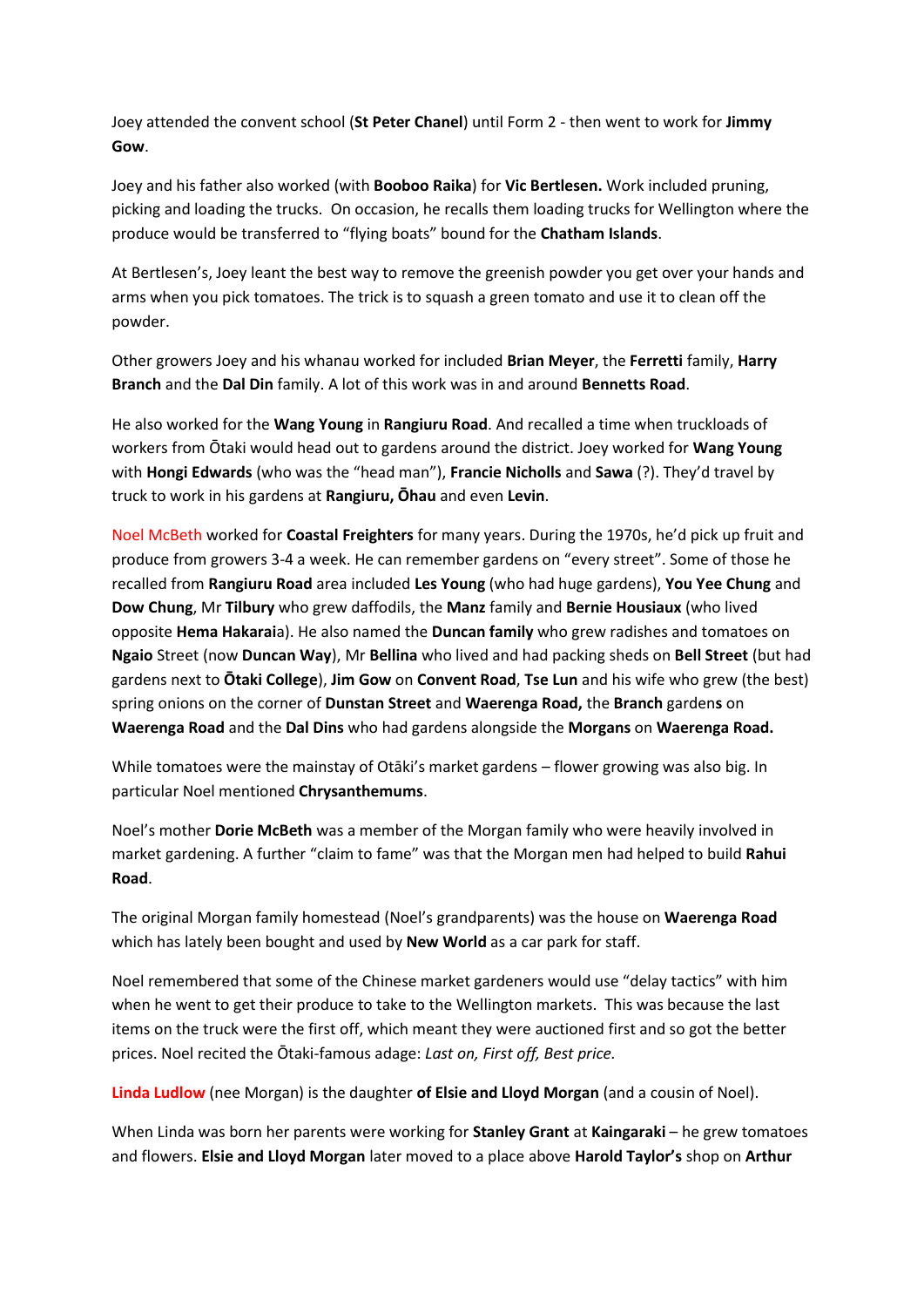Joey attended the convent school (**St Peter Chanel**) until Form 2 - then went to work for **Jimmy Gow**.

Joey and his father also worked (with **Booboo Raika**) for **Vic Bertlesen.** Work included pruning, picking and loading the trucks. On occasion, he recalls them loading trucks for Wellington where the produce would be transferred to "flying boats" bound for the **Chatham Islands**.

At Bertlesen's, Joey leant the best way to remove the greenish powder you get over your hands and arms when you pick tomatoes. The trick is to squash a green tomato and use it to clean off the powder.

Other growers Joey and his whanau worked for included **Brian Meyer**, the **Ferretti** family, **Harry Branch** and the **Dal Din** family. A lot of this work was in and around **Bennetts Road**.

He also worked for the **Wang Young** in **Rangiuru Road**. And recalled a time when truckloads of workers from Ōtaki would head out to gardens around the district. Joey worked for **Wang Young** with **Hongi Edwards** (who was the "head man"), **Francie Nicholls** and **Sawa** (?). They'd travel by truck to work in his gardens at **Rangiuru, Ōhau** and even **Levin**.

Noel McBeth worked for **Coastal Freighters** for many years. During the 1970s, he'd pick up fruit and produce from growers 3-4 a week. He can remember gardens on "every street". Some of those he recalled from **Rangiuru Road** area included **Les Young** (who had huge gardens), **You Yee Chung** and **Dow Chung**, Mr **Tilbury** who grew daffodils, the **Manz** family and **Bernie Housiaux** (who lived opposite **Hema Hakarai**a). He also named the **Duncan family** who grew radishes and tomatoes on **Ngaio** Street (now **Duncan Way**), Mr **Bellina** who lived and had packing sheds on **Bell Street** (but had gardens next to **Ōtaki College**), **Jim Gow** on **Convent Road**, **Tse Lun** and his wife who grew (the best) spring onions on the corner of **Dunstan Street** and **Waerenga Road,** the **Branch** garden**s** on **Waerenga Road** and the **Dal Dins** who had gardens alongside the **Morgans** on **Waerenga Road.**

While tomatoes were the mainstay of Otāki's market gardens – flower growing was also big. In particular Noel mentioned **Chrysanthemums**.

Noel's mother **Dorie McBeth** was a member of the Morgan family who were heavily involved in market gardening. A further "claim to fame" was that the Morgan men had helped to build **Rahui Road**.

The original Morgan family homestead (Noel's grandparents) was the house on **Waerenga Road** which has lately been bought and used by **New World** as a car park for staff.

Noel remembered that some of the Chinese market gardeners would use "delay tactics" with him when he went to get their produce to take to the Wellington markets. This was because the last items on the truck were the first off, which meant they were auctioned first and so got the better prices. Noel recited the Ōtaki-famous adage: *Last on, First off, Best price.*

**Linda Ludlow** (nee Morgan) is the daughter **of Elsie and Lloyd Morgan** (and a cousin of Noel).

When Linda was born her parents were working for **Stanley Grant** at **Kaingaraki** – he grew tomatoes and flowers. **Elsie and Lloyd Morgan** later moved to a place above **Harold Taylor's** shop on **Arthur**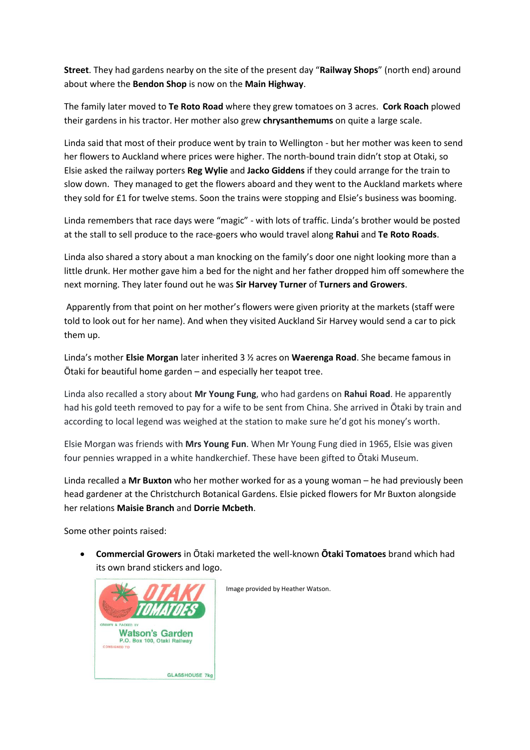**Street**. They had gardens nearby on the site of the present day "**Railway Shops**" (north end) around about where the **Bendon Shop** is now on the **Main Highway**.

The family later moved to **Te Roto Road** where they grew tomatoes on 3 acres. **Cork Roach** plowed their gardens in his tractor. Her mother also grew **chrysanthemums** on quite a large scale.

Linda said that most of their produce went by train to Wellington - but her mother was keen to send her flowers to Auckland where prices were higher. The north-bound train didn't stop at Otaki, so Elsie asked the railway porters **Reg Wylie** and **Jacko Giddens** if they could arrange for the train to slow down. They managed to get the flowers aboard and they went to the Auckland markets where they sold for £1 for twelve stems. Soon the trains were stopping and Elsie's business was booming.

Linda remembers that race days were "magic" - with lots of traffic. Linda's brother would be posted at the stall to sell produce to the race-goers who would travel along **Rahui** and **Te Roto Roads**.

Linda also shared a story about a man knocking on the family's door one night looking more than a little drunk. Her mother gave him a bed for the night and her father dropped him off somewhere the next morning. They later found out he was **Sir Harvey Turner** of **Turners and Growers**.

Apparently from that point on her mother's flowers were given priority at the markets (staff were told to look out for her name). And when they visited Auckland Sir Harvey would send a car to pick them up.

Linda's mother **Elsie Morgan** later inherited 3 ½ acres on **Waerenga Road**. She became famous in Ōtaki for beautiful home garden – and especially her teapot tree.

Linda also recalled a story about **Mr Young Fung**, who had gardens on **Rahui Road**. He apparently had his gold teeth removed to pay for a wife to be sent from China. She arrived in Ōtaki by train and according to local legend was weighed at the station to make sure he'd got his money's worth.

Elsie Morgan was friends with **Mrs Young Fun**. When Mr Young Fung died in 1965, Elsie was given four pennies wrapped in a white handkerchief. These have been gifted to Ōtaki Museum.

Linda recalled a **Mr Buxton** who her mother worked for as a young woman – he had previously been head gardener at the Christchurch Botanical Gardens. Elsie picked flowers for Mr Buxton alongside her relations **Maisie Branch** and **Dorrie Mcbeth**.

Some other points raised:

- **Commercial Growers** in Ōtaki marketed the well-known **Ōtaki Tomatoes** brand which had its own brand stickers and logo.

OTAKI TOMATOES
GROWN & PACKED BY
Watson's Garden
P.O. Box 100, Otaki Railway
CONSIGNED TO
GLASSHOUSE 7kg

Image provided by Heather Watson.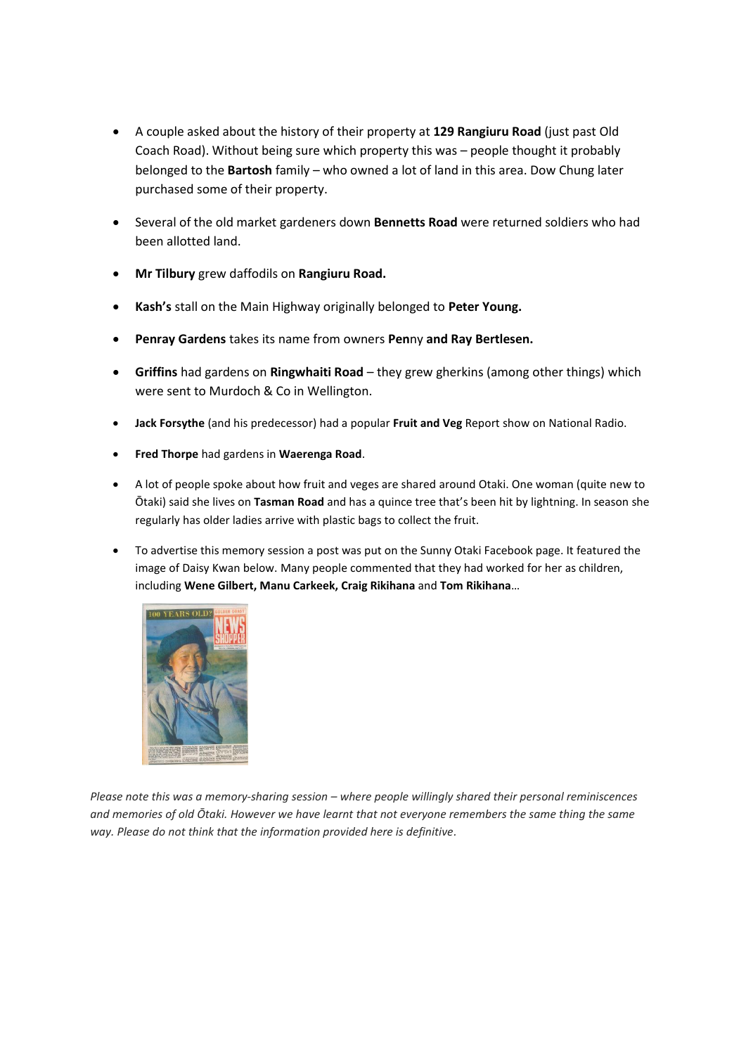- A couple asked about the history of their property at **129 Rangiuru Road** (just past Old Coach Road). Without being sure which property this was – people thought it probably belonged to the **Bartosh** family – who owned a lot of land in this area. Dow Chung later purchased some of their property.

- Several of the old market gardeners down **Bennetts Road** were returned soldiers who had been allotted land.

- **Mr Tilbury** grew daffodils on **Rangiuru Road.**

- **Kash's** stall on the Main Highway originally belonged to **Peter Young.**

- **Penray Gardens** takes its name from owners **Pen**ny **and Ray Bertlesen.**

- **Griffins** had gardens on **Ringwhaiti Road** – they grew gherkins (among other things) which were sent to Murdoch & Co in Wellington.

- **Jack Forsythe** (and his predecessor) had a popular **Fruit and Veg** Report show on National Radio.

- **Fred Thorpe** had gardens in **Waerenga Road**.

- A lot of people spoke about how fruit and veges are shared around Otaki. One woman (quite new to Ōtaki) said she lives on **Tasman Road** and has a quince tree that's been hit by lightning. In season she regularly has older ladies arrive with plastic bags to collect the fruit.

- To advertise this memory session a post was put on the Sunny Otaki Facebook page. It featured the image of Daisy Kwan below. Many people commented that they had worked for her as children, including **Wene Gilbert, Manu Carkeek, Craig Rikihana** and **Tom Rikihana**…

*Please note this was a memory-sharing session – where people willingly shared their personal reminiscences and memories of old Ōtaki. However we have learnt that not everyone remembers the same thing the same way. Please do not think that the information provided here is definitive.*